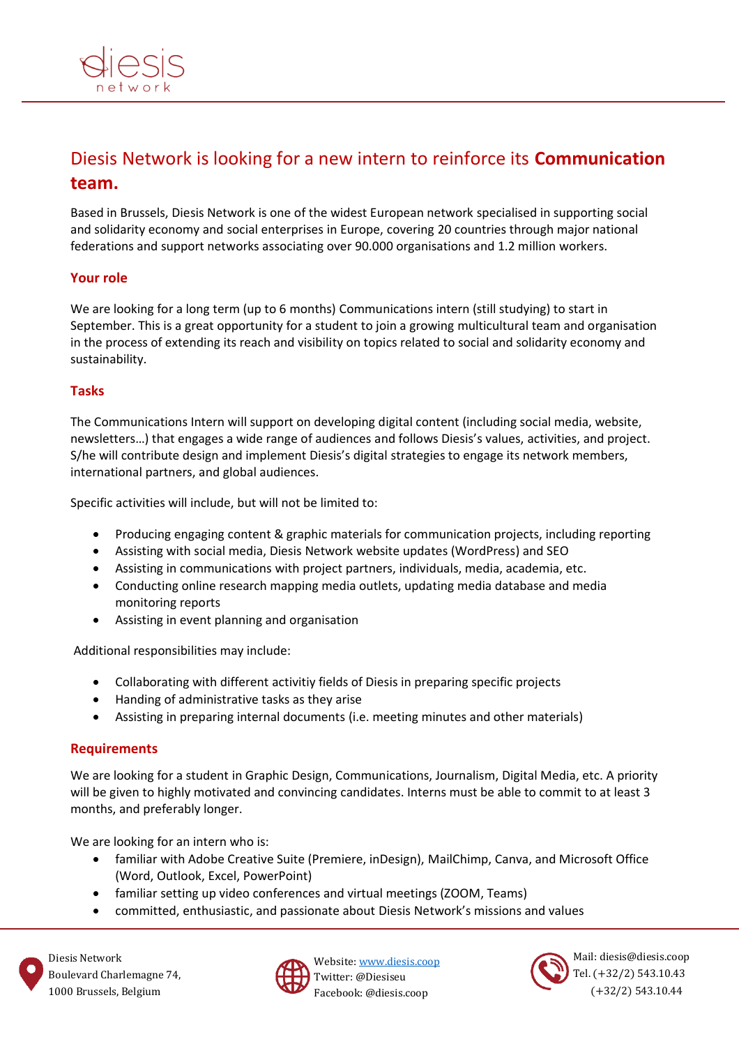# Diesis Network is looking for a new intern to reinforce its **Communication team.**

Based in Brussels, Diesis Network is one of the widest European network specialised in supporting social and solidarity economy and social enterprises in Europe, covering 20 countries through major national federations and support networks associating over 90.000 organisations and 1.2 million workers.

## Your role

We are looking for a long term (up to 6 months) Communications intern (still studying) to start in September. This is a great opportunity for a student to join a growing multicultural team and organisation in the process of extending its reach and visibility on topics related to social and solidarity economy and sustainability.

## Tasks

The Communications Intern will support on developing digital content (including social media, website, newsletters…) that engages a wide range of audiences and follows Diesis's values, activities, and project. S/he will contribute design and implement Diesis's digital strategies to engage its network members, international partners, and global audiences.

Specific activities will include, but will not be limited to:

- Producing engaging content & graphic materials for communication projects, including reporting
- Assisting with social media, Diesis Network website updates (WordPress) and SEO
- Assisting in communications with project partners, individuals, media, academia, etc.
- Conducting online research mapping media outlets, updating media database and media monitoring reports
- Assisting in event planning and organisation

Additional responsibilities may include:

- Collaborating with different activitiy fields of Diesis in preparing specific projects
- Handing of administrative tasks as they arise
- Assisting in preparing internal documents (i.e. meeting minutes and other materials)

## Requirements

We are looking for a student in Graphic Design, Communications, Journalism, Digital Media, etc. A priority will be given to highly motivated and convincing candidates. Interns must be able to commit to at least 3 months, and preferably longer.

We are looking for an intern who is:

- familiar with Adobe Creative Suite (Premiere, inDesign), MailChimp, Canva, and Microsoft Office (Word, Outlook, Excel, PowerPoint)
- familiar setting up video conferences and virtual meetings (ZOOM, Teams)
- committed, enthusiastic, and passionate about Diesis Network's missions and values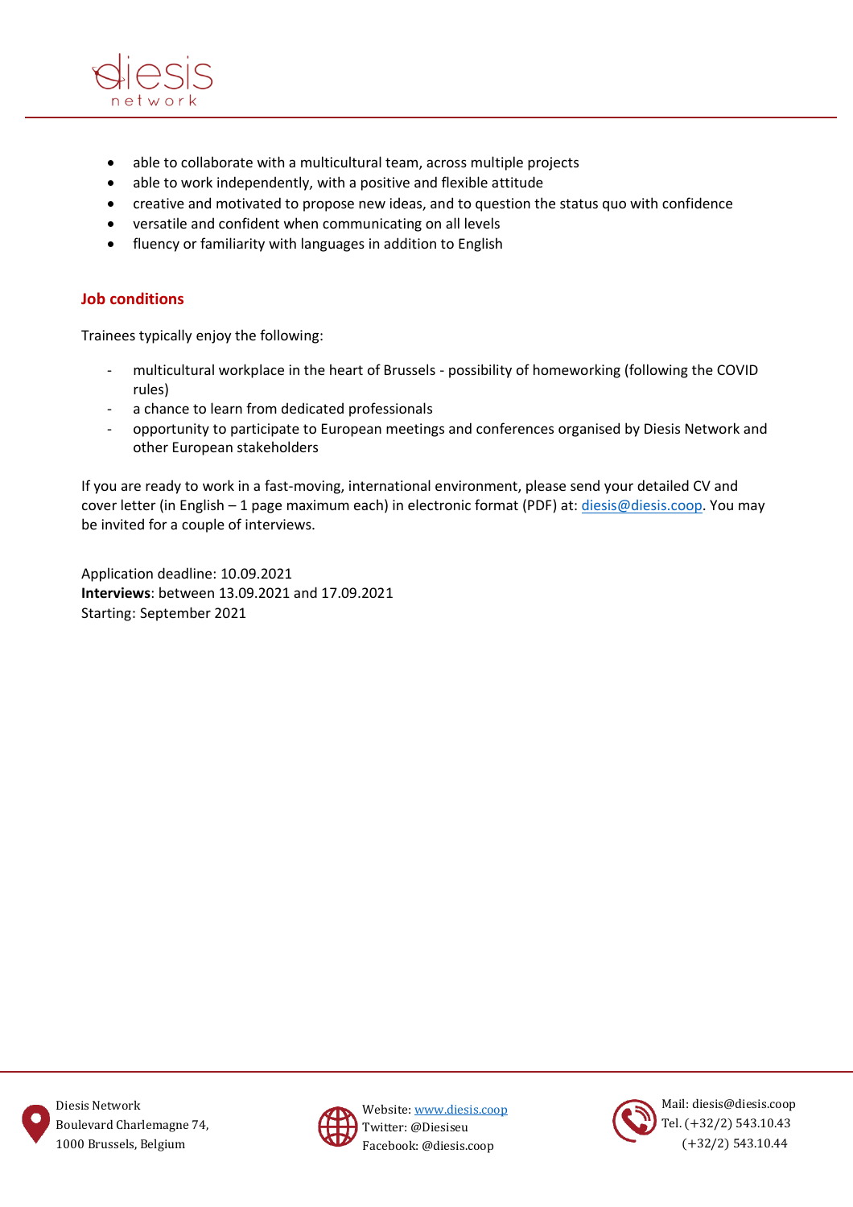- able to collaborate with a multicultural team, across multiple projects
- able to work independently, with a positive and flexible attitude
- creative and motivated to propose new ideas, and to question the status quo with confidence
- versatile and confident when communicating on all levels
- fluency or familiarity with languages in addition to English

## Job conditions

Trainees typically enjoy the following:

- multicultural workplace in the heart of Brussels - possibility of homeworking (following the COVID rules)
- a chance to learn from dedicated professionals
- opportunity to participate to European meetings and conferences organised by Diesis Network and other European stakeholders

If you are ready to work in a fast-moving, international environment, please send your detailed CV and cover letter (in English – 1 page maximum each) in electronic format (PDF) at: diesis@diesis.coop. You may be invited for a couple of interviews.

Application deadline: 10.09.2021
**Interviews**: between 13.09.2021 and 17.09.2021
Starting: September 2021